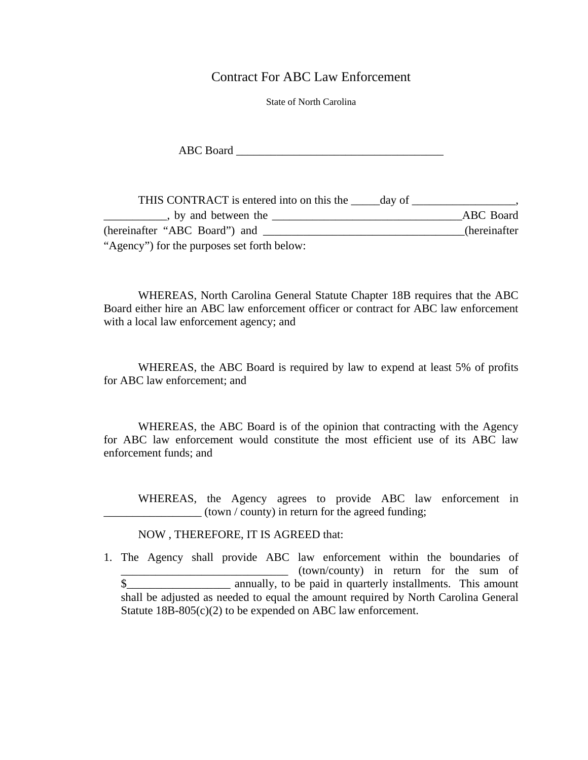# Contract For ABC Law Enforcement

State of North Carolina

ABC Board ____________________________________

THIS CONTRACT is entered into on this the _____day of __________________, ___________, by and between the _________________________________ABC Board (hereinafter "ABC Board") and ___________________________________(hereinafter "Agency") for the purposes set forth below:

WHEREAS, North Carolina General Statute Chapter 18B requires that the ABC Board either hire an ABC law enforcement officer or contract for ABC law enforcement with a local law enforcement agency; and

WHEREAS, the ABC Board is required by law to expend at least 5% of profits for ABC law enforcement; and

WHEREAS, the ABC Board is of the opinion that contracting with the Agency for ABC law enforcement would constitute the most efficient use of its ABC law enforcement funds; and

WHEREAS, the Agency agrees to provide ABC law enforcement in _________________ (town / county) in return for the agreed funding;

NOW , THEREFORE, IT IS AGREED that:

1. The Agency shall provide ABC law enforcement within the boundaries of _____________________________ (town/county) in return for the sum of $__________________ annually, to be paid in quarterly installments. This amount shall be adjusted as needed to equal the amount required by North Carolina General Statute 18B-805(c)(2) to be expended on ABC law enforcement.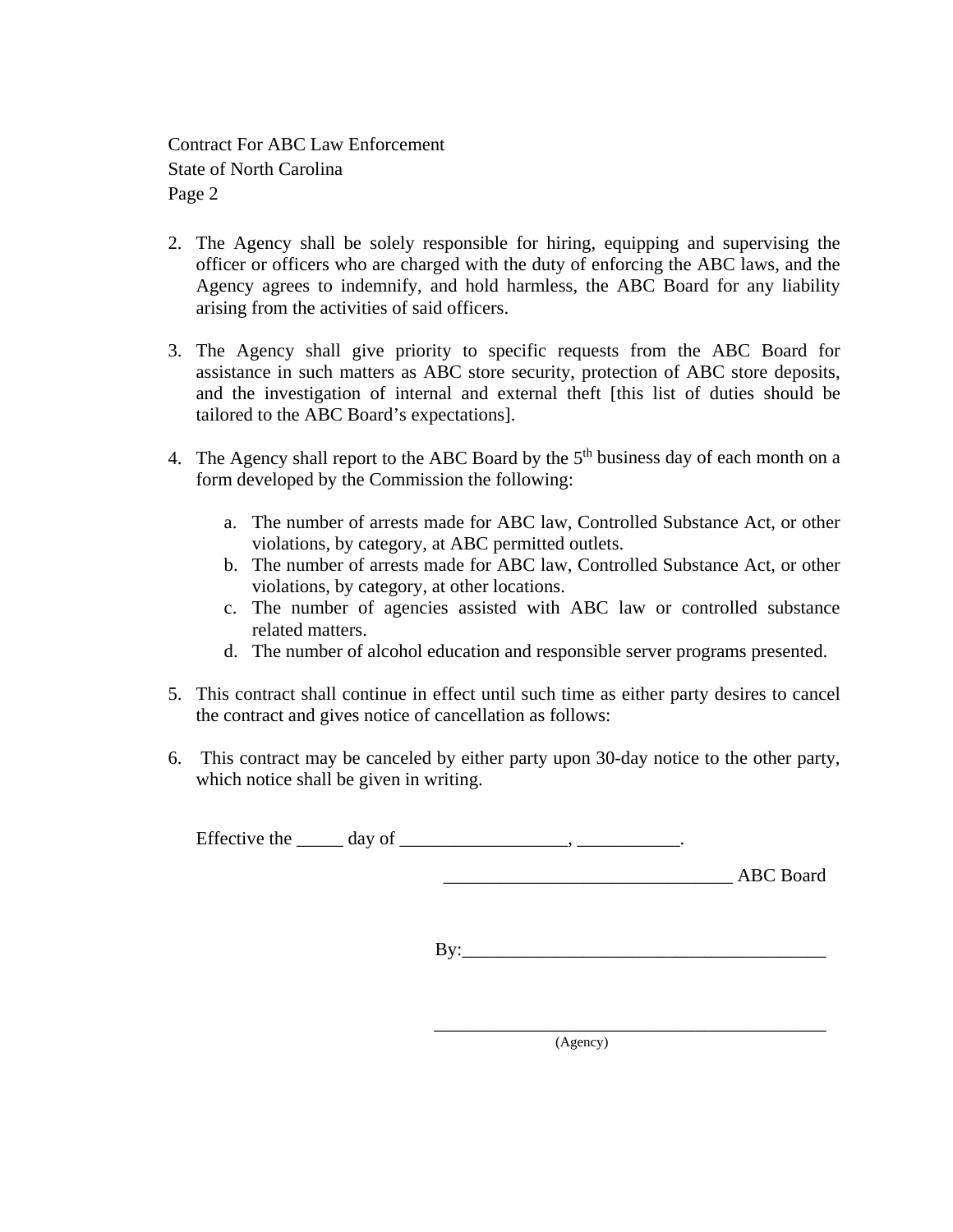2. The Agency shall be solely responsible for hiring, equipping and supervising the officer or officers who are charged with the duty of enforcing the ABC laws, and the Agency agrees to indemnify, and hold harmless, the ABC Board for any liability arising from the activities of said officers.

3. The Agency shall give priority to specific requests from the ABC Board for assistance in such matters as ABC store security, protection of ABC store deposits, and the investigation of internal and external theft [this list of duties should be tailored to the ABC Board's expectations].

4. The Agency shall report to the ABC Board by the 5th business day of each month on a form developed by the Commission the following:

   a. The number of arrests made for ABC law, Controlled Substance Act, or other violations, by category, at ABC permitted outlets.
   b. The number of arrests made for ABC law, Controlled Substance Act, or other violations, by category, at other locations.
   c. The number of agencies assisted with ABC law or controlled substance related matters.
   d. The number of alcohol education and responsible server programs presented.

5. This contract shall continue in effect until such time as either party desires to cancel the contract and gives notice of cancellation as follows:

6. This contract may be canceled by either party upon 30-day notice to the other party, which notice shall be given in writing.

Effective the _____ day of __________________, ___________.

_______________________________ ABC Board

By:_______________________________________

____________________________________________
(Agency)